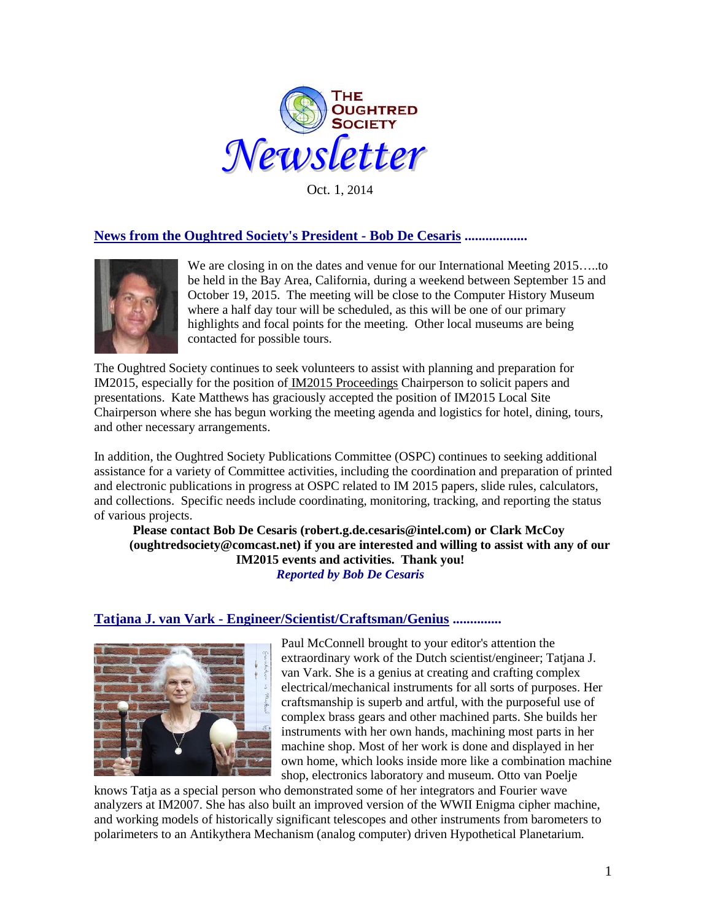# THE OUGHTRED SOCIETY *Newsletter*

Oct. 1, 2014

## News from the Oughtred Society's President - Bob De Cesaris ..................

We are closing in on the dates and venue for our International Meeting 2015…..to be held in the Bay Area, California, during a weekend between September 15 and October 19, 2015. The meeting will be close to the Computer History Museum where a half day tour will be scheduled, as this will be one of our primary highlights and focal points for the meeting. Other local museums are being contacted for possible tours.

The Oughtred Society continues to seek volunteers to assist with planning and preparation for IM2015, especially for the position of IM2015 Proceedings Chairperson to solicit papers and presentations. Kate Matthews has graciously accepted the position of IM2015 Local Site Chairperson where she has begun working the meeting agenda and logistics for hotel, dining, tours, and other necessary arrangements.

In addition, the Oughtred Society Publications Committee (OSPC) continues to seeking additional assistance for a variety of Committee activities, including the coordination and preparation of printed and electronic publications in progress at OSPC related to IM 2015 papers, slide rules, calculators, and collections. Specific needs include coordinating, monitoring, tracking, and reporting the status of various projects.

**Please contact Bob De Cesaris (robert.g.de.cesaris@intel.com) or Clark McCoy (oughtredsociety@comcast.net) if you are interested and willing to assist with any of our IM2015 events and activities. Thank you!**

***Reported by Bob De Cesaris***

## Tatjana J. van Vark - Engineer/Scientist/Craftsman/Genius ..............

Paul McConnell brought to your editor's attention the extraordinary work of the Dutch scientist/engineer; Tatjana J. van Vark. She is a genius at creating and crafting complex electrical/mechanical instruments for all sorts of purposes. Her craftsmanship is superb and artful, with the purposeful use of complex brass gears and other machined parts. She builds her instruments with her own hands, machining most parts in her machine shop. Most of her work is done and displayed in her own home, which looks inside more like a combination machine shop, electronics laboratory and museum. Otto van Poelje knows Tatja as a special person who demonstrated some of her integrators and Fourier wave analyzers at IM2007. She has also built an improved version of the WWII Enigma cipher machine, and working models of historically significant telescopes and other instruments from barometers to polarimeters to an Antikythera Mechanism (analog computer) driven Hypothetical Planetarium.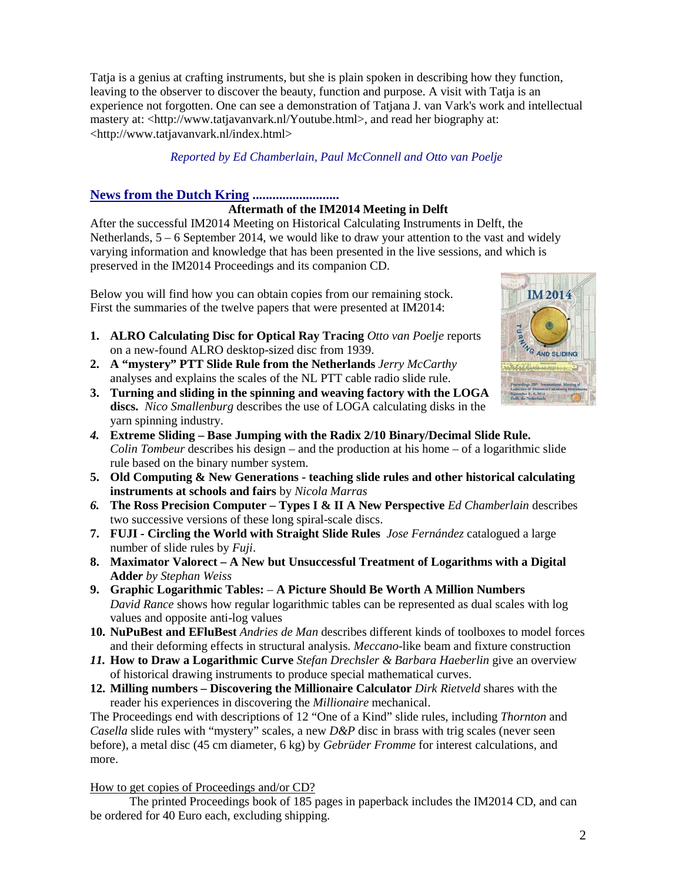Tatja is a genius at crafting instruments, but she is plain spoken in describing how they function, leaving to the observer to discover the beauty, function and purpose. A visit with Tatja is an experience not forgotten. One can see a demonstration of Tatjana J. van Vark's work and intellectual mastery at: <http://www.tatjavanvark.nl/Youtube.html>, and read her biography at: <http://www.tatjavanvark.nl/index.html>

*Reported by Ed Chamberlain, Paul McConnell and Otto van Poelje*

## News from the Dutch Kring ..........................

**Aftermath of the IM2014 Meeting in Delft**

After the successful IM2014 Meeting on Historical Calculating Instruments in Delft, the Netherlands, 5 – 6 September 2014, we would like to draw your attention to the vast and widely varying information and knowledge that has been presented in the live sessions, and which is preserved in the IM2014 Proceedings and its companion CD.

Below you will find how you can obtain copies from our remaining stock. First the summaries of the twelve papers that were presented at IM2014:

1. **ALRO Calculating Disc for Optical Ray Tracing** *Otto van Poelje* reports on a new-found ALRO desktop-sized disc from 1939.
2. **A "mystery" PTT Slide Rule from the Netherlands** *Jerry McCarthy* analyses and explains the scales of the NL PTT cable radio slide rule.
3. **Turning and sliding in the spinning and weaving factory with the LOGA discs.** *Nico Smallenburg* describes the use of LOGA calculating disks in the yarn spinning industry.
4. **Extreme Sliding – Base Jumping with the Radix 2/10 Binary/Decimal Slide Rule.** *Colin Tombeur* describes his design – and the production at his home – of a logarithmic slide rule based on the binary number system.
5. **Old Computing & New Generations - teaching slide rules and other historical calculating instruments at schools and fairs** by *Nicola Marras*
6. **The Ross Precision Computer – Types I & II A New Perspective** *Ed Chamberlain* describes two successive versions of these long spiral-scale discs.
7. **FUJI - Circling the World with Straight Slide Rules** *Jose Fernández* catalogued a large number of slide rules by *Fuji*.
8. **Maximator Valorect – A New but Unsuccessful Treatment of Logarithms with a Digital Adder** *by Stephan Weiss*
9. **Graphic Logarithmic Tables:** – **A Picture Should Be Worth A Million Numbers** *David Rance* shows how regular logarithmic tables can be represented as dual scales with log values and opposite anti-log values
10. **NuPuBest and EFluBest** *Andries de Man* describes different kinds of toolboxes to model forces and their deforming effects in structural analysis. *Meccano*-like beam and fixture construction
11. **How to Draw a Logarithmic Curve** *Stefan Drechsler & Barbara Haeberlin* give an overview of historical drawing instruments to produce special mathematical curves.
12. **Milling numbers – Discovering the Millionaire Calculator** *Dirk Rietveld* shares with the reader his experiences in discovering the *Millionaire* mechanical.

The Proceedings end with descriptions of 12 "One of a Kind" slide rules, including *Thornton* and *Casella* slide rules with "mystery" scales, a new *D&P* disc in brass with trig scales (never seen before), a metal disc (45 cm diameter, 6 kg) by *Gebrüder Fromme* for interest calculations, and more.

How to get copies of Proceedings and/or CD?

The printed Proceedings book of 185 pages in paperback includes the IM2014 CD, and can be ordered for 40 Euro each, excluding shipping.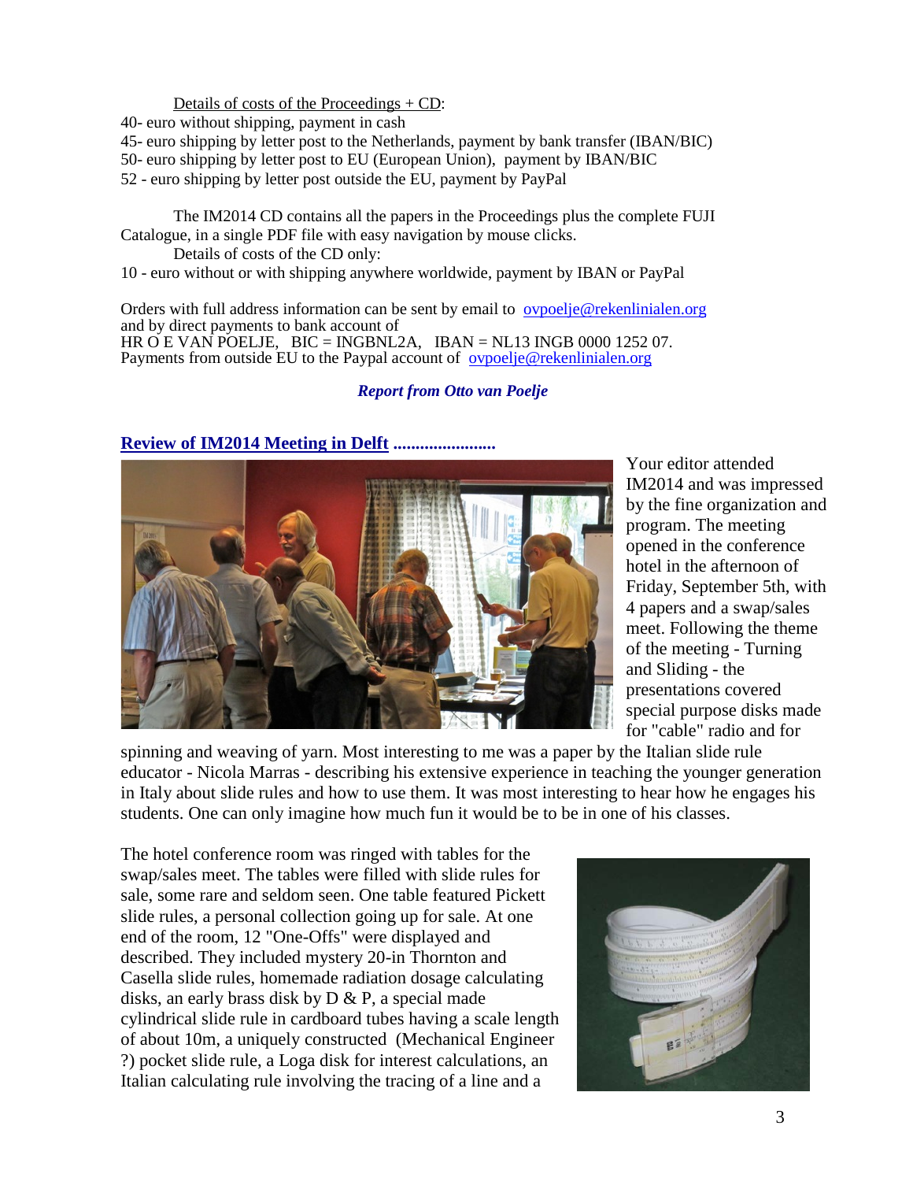Details of costs of the Proceedings + CD:

40- euro without shipping, payment in cash
45- euro shipping by letter post to the Netherlands, payment by bank transfer (IBAN/BIC)
50- euro shipping by letter post to EU (European Union), payment by IBAN/BIC
52 - euro shipping by letter post outside the EU, payment by PayPal

The IM2014 CD contains all the papers in the Proceedings plus the complete FUJI Catalogue, in a single PDF file with easy navigation by mouse clicks.

Details of costs of the CD only:

10 - euro without or with shipping anywhere worldwide, payment by IBAN or PayPal

Orders with full address information can be sent by email to ovpoelje@rekenlinialen.org and by direct payments to bank account of
HR O E VAN POELJE, BIC = INGBNL2A, IBAN = NL13 INGB 0000 1252 07.
Payments from outside EU to the Paypal account of ovpoelje@rekenlinialen.org

***Report from Otto van Poelje***

## Review of IM2014 Meeting in Delft .......................

Your editor attended IM2014 and was impressed by the fine organization and program. The meeting opened in the conference hotel in the afternoon of Friday, September 5th, with 4 papers and a swap/sales meet. Following the theme of the meeting - Turning and Sliding - the presentations covered special purpose disks made for "cable" radio and for spinning and weaving of yarn. Most interesting to me was a paper by the Italian slide rule educator - Nicola Marras - describing his extensive experience in teaching the younger generation in Italy about slide rules and how to use them. It was most interesting to hear how he engages his students. One can only imagine how much fun it would be to be in one of his classes.

The hotel conference room was ringed with tables for the swap/sales meet. The tables were filled with slide rules for sale, some rare and seldom seen. One table featured Pickett slide rules, a personal collection going up for sale. At one end of the room, 12 "One-Offs" were displayed and described. They included mystery 20-in Thornton and Casella slide rules, homemade radiation dosage calculating disks, an early brass disk by D & P, a special made cylindrical slide rule in cardboard tubes having a scale length of about 10m, a uniquely constructed (Mechanical Engineer ?) pocket slide rule, a Loga disk for interest calculations, an Italian calculating rule involving the tracing of a line and a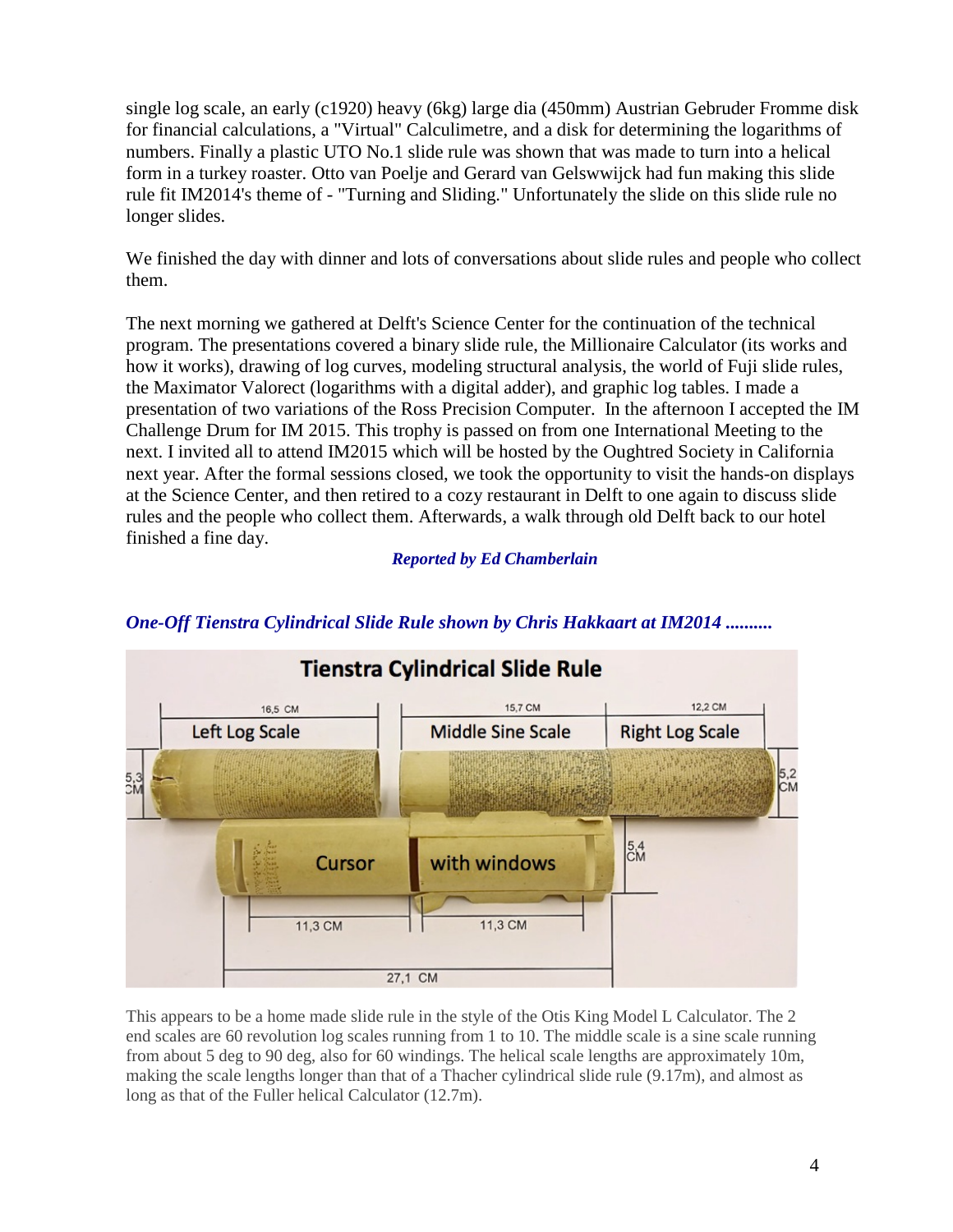single log scale, an early (c1920) heavy (6kg) large dia (450mm) Austrian Gebruder Fromme disk for financial calculations, a "Virtual" Calculimetre, and a disk for determining the logarithms of numbers. Finally a plastic UTO No.1 slide rule was shown that was made to turn into a helical form in a turkey roaster. Otto van Poelje and Gerard van Gelswwijck had fun making this slide rule fit IM2014's theme of - "Turning and Sliding." Unfortunately the slide on this slide rule no longer slides.

We finished the day with dinner and lots of conversations about slide rules and people who collect them.

The next morning we gathered at Delft's Science Center for the continuation of the technical program. The presentations covered a binary slide rule, the Millionaire Calculator (its works and how it works), drawing of log curves, modeling structural analysis, the world of Fuji slide rules, the Maximator Valorect (logarithms with a digital adder), and graphic log tables. I made a presentation of two variations of the Ross Precision Computer. In the afternoon I accepted the IM Challenge Drum for IM 2015. This trophy is passed on from one International Meeting to the next. I invited all to attend IM2015 which will be hosted by the Oughtred Society in California next year. After the formal sessions closed, we took the opportunity to visit the hands-on displays at the Science Center, and then retired to a cozy restaurant in Delft to one again to discuss slide rules and the people who collect them. Afterwards, a walk through old Delft back to our hotel finished a fine day.

***Reported by Ed Chamberlain***

***One-Off Tienstra Cylindrical Slide Rule shown by Chris Hakkaart at IM2014 ..........***

This appears to be a home made slide rule in the style of the Otis King Model L Calculator. The 2 end scales are 60 revolution log scales running from 1 to 10. The middle scale is a sine scale running from about 5 deg to 90 deg, also for 60 windings. The helical scale lengths are approximately 10m, making the scale lengths longer than that of a Thacher cylindrical slide rule (9.17m), and almost as long as that of the Fuller helical Calculator (12.7m).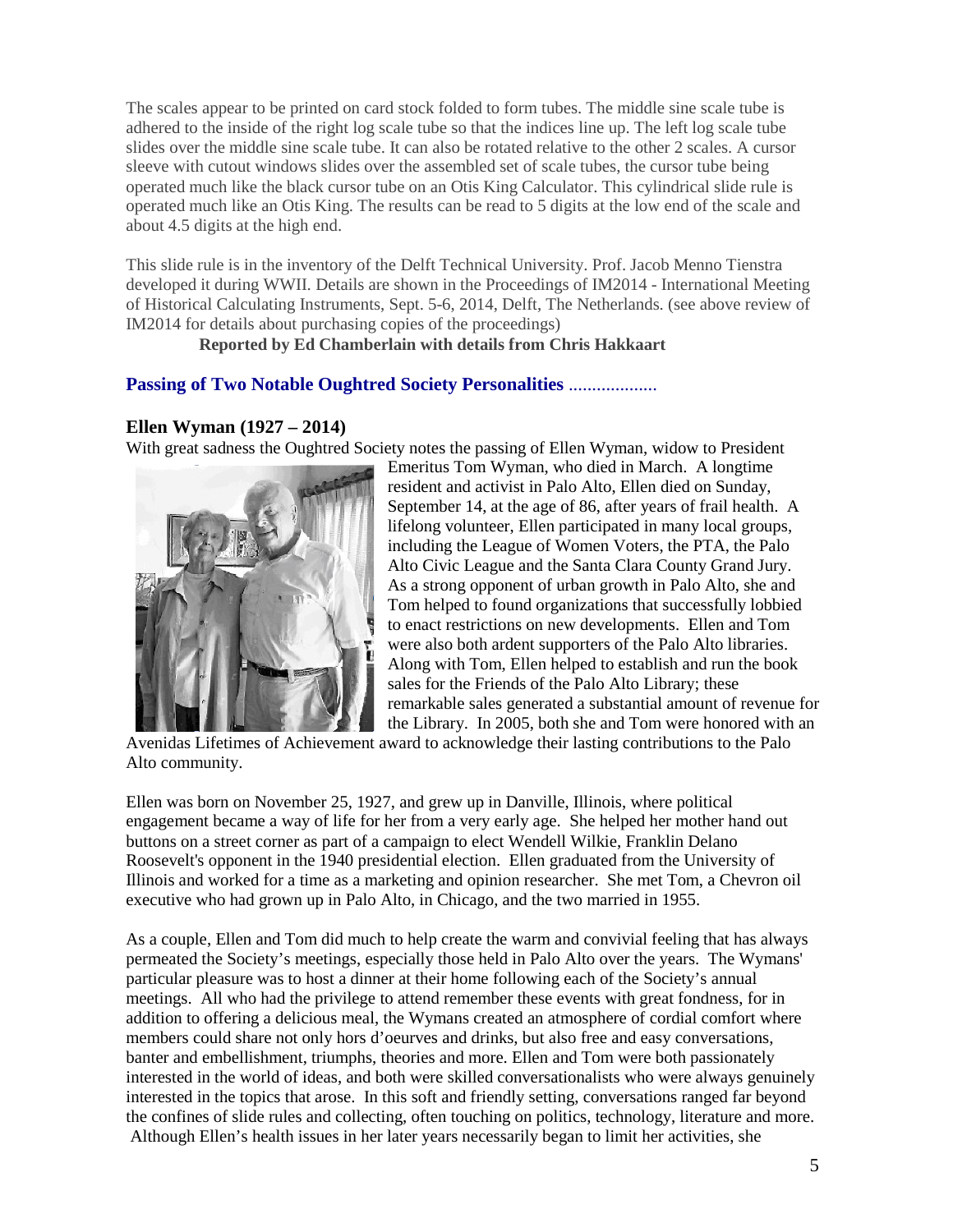The scales appear to be printed on card stock folded to form tubes. The middle sine scale tube is adhered to the inside of the right log scale tube so that the indices line up. The left log scale tube slides over the middle sine scale tube. It can also be rotated relative to the other 2 scales. A cursor sleeve with cutout windows slides over the assembled set of scale tubes, the cursor tube being operated much like the black cursor tube on an Otis King Calculator. This cylindrical slide rule is operated much like an Otis King. The results can be read to 5 digits at the low end of the scale and about 4.5 digits at the high end.

This slide rule is in the inventory of the Delft Technical University. Prof. Jacob Menno Tienstra developed it during WWII. Details are shown in the Proceedings of IM2014 - International Meeting of Historical Calculating Instruments, Sept. 5-6, 2014, Delft, The Netherlands. (see above review of IM2014 for details about purchasing copies of the proceedings)

**Reported by Ed Chamberlain with details from Chris Hakkaart**

## Passing of Two Notable Oughtred Society Personalities ..................

### Ellen Wyman (1927 – 2014)

With great sadness the Oughtred Society notes the passing of Ellen Wyman, widow to President Emeritus Tom Wyman, who died in March. A longtime resident and activist in Palo Alto, Ellen died on Sunday, September 14, at the age of 86, after years of frail health. A lifelong volunteer, Ellen participated in many local groups, including the League of Women Voters, the PTA, the Palo Alto Civic League and the Santa Clara County Grand Jury. As a strong opponent of urban growth in Palo Alto, she and Tom helped to found organizations that successfully lobbied to enact restrictions on new developments. Ellen and Tom were also both ardent supporters of the Palo Alto libraries. Along with Tom, Ellen helped to establish and run the book sales for the Friends of the Palo Alto Library; these remarkable sales generated a substantial amount of revenue for the Library. In 2005, both she and Tom were honored with an Avenidas Lifetimes of Achievement award to acknowledge their lasting contributions to the Palo Alto community.

Ellen was born on November 25, 1927, and grew up in Danville, Illinois, where political engagement became a way of life for her from a very early age. She helped her mother hand out buttons on a street corner as part of a campaign to elect Wendell Wilkie, Franklin Delano Roosevelt's opponent in the 1940 presidential election. Ellen graduated from the University of Illinois and worked for a time as a marketing and opinion researcher. She met Tom, a Chevron oil executive who had grown up in Palo Alto, in Chicago, and the two married in 1955.

As a couple, Ellen and Tom did much to help create the warm and convivial feeling that has always permeated the Society's meetings, especially those held in Palo Alto over the years. The Wymans' particular pleasure was to host a dinner at their home following each of the Society's annual meetings. All who had the privilege to attend remember these events with great fondness, for in addition to offering a delicious meal, the Wymans created an atmosphere of cordial comfort where members could share not only hors d'oeurves and drinks, but also free and easy conversations, banter and embellishment, triumphs, theories and more. Ellen and Tom were both passionately interested in the world of ideas, and both were skilled conversationalists who were always genuinely interested in the topics that arose. In this soft and friendly setting, conversations ranged far beyond the confines of slide rules and collecting, often touching on politics, technology, literature and more. Although Ellen's health issues in her later years necessarily began to limit her activities, she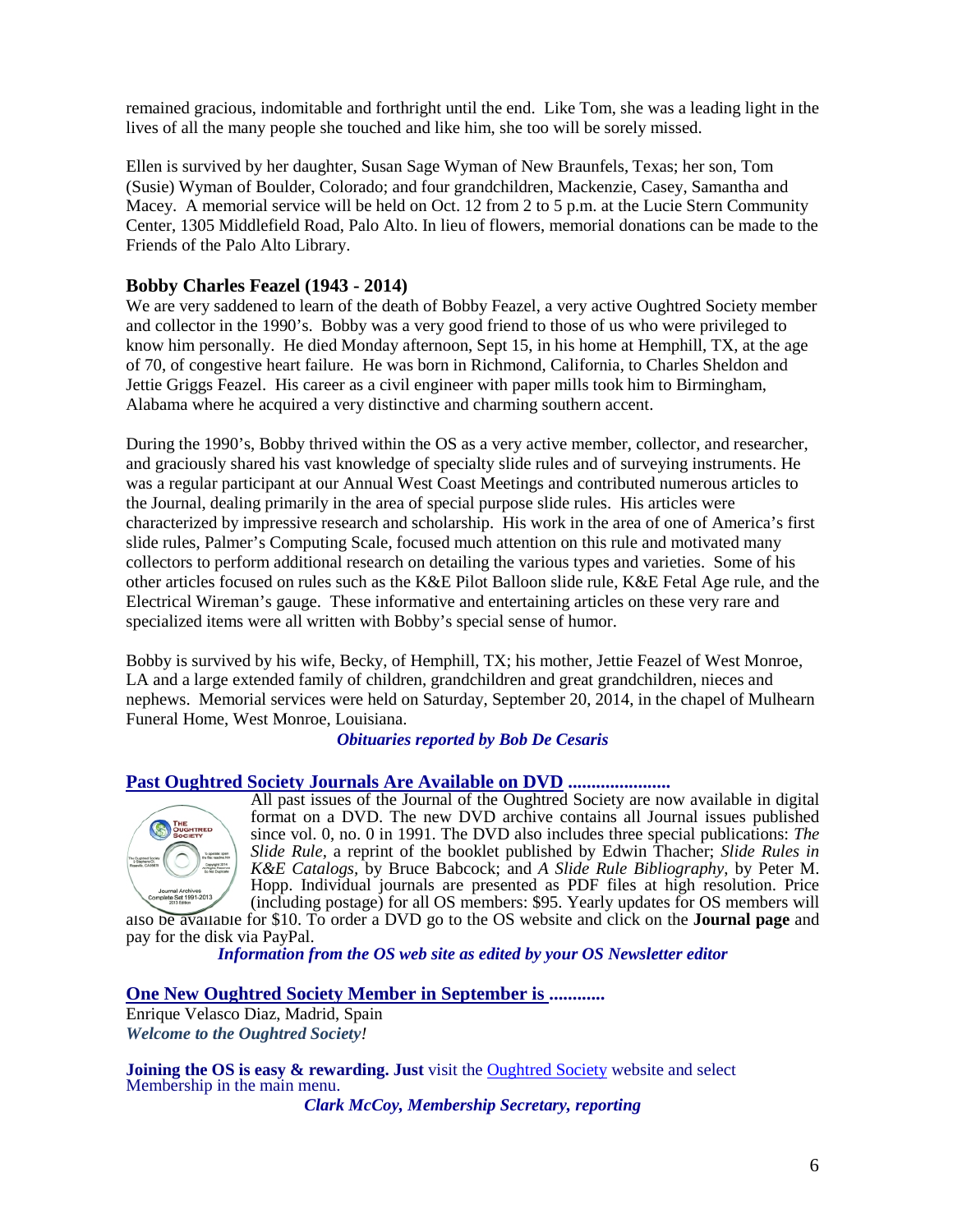remained gracious, indomitable and forthright until the end. Like Tom, she was a leading light in the lives of all the many people she touched and like him, she too will be sorely missed.

Ellen is survived by her daughter, Susan Sage Wyman of New Braunfels, Texas; her son, Tom (Susie) Wyman of Boulder, Colorado; and four grandchildren, Mackenzie, Casey, Samantha and Macey. A memorial service will be held on Oct. 12 from 2 to 5 p.m. at the Lucie Stern Community Center, 1305 Middlefield Road, Palo Alto. In lieu of flowers, memorial donations can be made to the Friends of the Palo Alto Library.

### Bobby Charles Feazel (1943 - 2014)

We are very saddened to learn of the death of Bobby Feazel, a very active Oughtred Society member and collector in the 1990's. Bobby was a very good friend to those of us who were privileged to know him personally. He died Monday afternoon, Sept 15, in his home at Hemphill, TX, at the age of 70, of congestive heart failure. He was born in Richmond, California, to Charles Sheldon and Jettie Griggs Feazel. His career as a civil engineer with paper mills took him to Birmingham, Alabama where he acquired a very distinctive and charming southern accent.

During the 1990's, Bobby thrived within the OS as a very active member, collector, and researcher, and graciously shared his vast knowledge of specialty slide rules and of surveying instruments. He was a regular participant at our Annual West Coast Meetings and contributed numerous articles to the Journal, dealing primarily in the area of special purpose slide rules. His articles were characterized by impressive research and scholarship. His work in the area of one of America's first slide rules, Palmer's Computing Scale, focused much attention on this rule and motivated many collectors to perform additional research on detailing the various types and varieties. Some of his other articles focused on rules such as the K&E Pilot Balloon slide rule, K&E Fetal Age rule, and the Electrical Wireman's gauge. These informative and entertaining articles on these very rare and specialized items were all written with Bobby's special sense of humor.

Bobby is survived by his wife, Becky, of Hemphill, TX; his mother, Jettie Feazel of West Monroe, LA and a large extended family of children, grandchildren and great grandchildren, nieces and nephews. Memorial services were held on Saturday, September 20, 2014, in the chapel of Mulhearn Funeral Home, West Monroe, Louisiana.

*Obituaries reported by Bob De Cesaris*

### Past Oughtred Society Journals Are Available on DVD ......................

All past issues of the Journal of the Oughtred Society are now available in digital format on a DVD. The new DVD archive contains all Journal issues published since vol. 0, no. 0 in 1991. The DVD also includes three special publications: *The Slide Rule*, a reprint of the booklet published by Edwin Thacher; *Slide Rules in K&E Catalogs*, by Bruce Babcock; and *A Slide Rule Bibliography*, by Peter M. Hopp. Individual journals are presented as PDF files at high resolution. Price (including postage) for all OS members: $95. Yearly updates for OS members will also be available for $10. To order a DVD go to the OS website and click on the **Journal page** and pay for the disk via PayPal.

*Information from the OS web site as edited by your OS Newsletter editor*

### One New Oughtred Society Member in September is ............

Enrique Velasco Diaz, Madrid, Spain

***Welcome to the Oughtred Society!***

**Joining the OS is easy & rewarding. Just** visit the Oughtred Society website and select Membership in the main menu.

*Clark McCoy, Membership Secretary, reporting*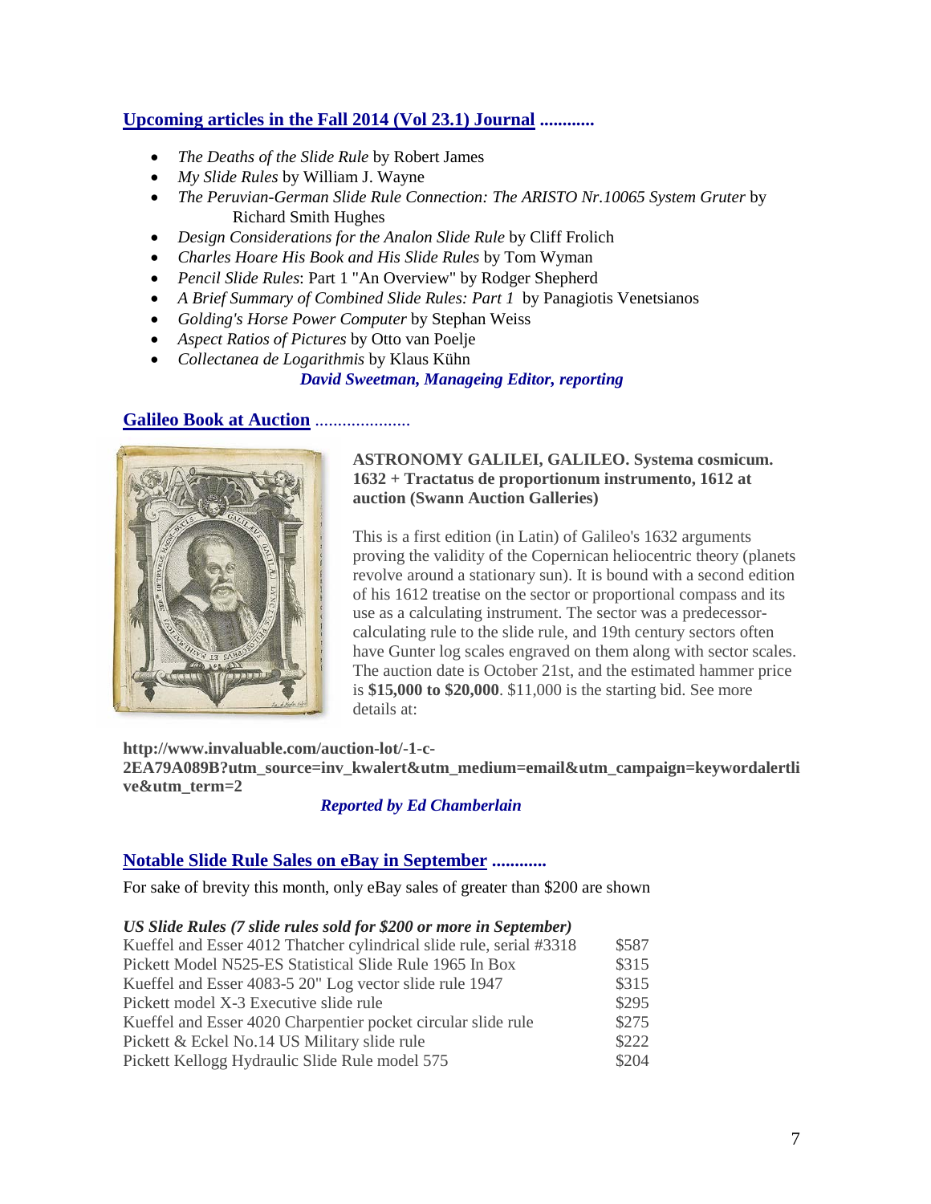## Upcoming articles in the Fall 2014 (Vol 23.1) Journal ............

- *The Deaths of the Slide Rule* by Robert James
- *My Slide Rules* by William J. Wayne
- *The Peruvian-German Slide Rule Connection: The ARISTO Nr.10065 System Gruter* by Richard Smith Hughes
- *Design Considerations for the Analon Slide Rule* by Cliff Frolich
- *Charles Hoare His Book and His Slide Rules* by Tom Wyman
- *Pencil Slide Rules*: Part 1 "An Overview" by Rodger Shepherd
- *A Brief Summary of Combined Slide Rules: Part 1* by Panagiotis Venetsianos
- *Golding's Horse Power Computer* by Stephan Weiss
- *Aspect Ratios of Pictures* by Otto van Poelje
- *Collectanea de Logarithmis* by Klaus Kühn

***David Sweetman, Manageing Editor, reporting***

## Galileo Book at Auction .....................

**ASTRONOMY GALILEI, GALILEO. Systema cosmicum. 1632 + Tractatus de proportionum instrumento, 1612 at auction (Swann Auction Galleries)**

This is a first edition (in Latin) of Galileo's 1632 arguments proving the validity of the Copernican heliocentric theory (planets revolve around a stationary sun). It is bound with a second edition of his 1612 treatise on the sector or proportional compass and its use as a calculating instrument. The sector was a predecessor-calculating rule to the slide rule, and 19th century sectors often have Gunter log scales engraved on them along with sector scales. The auction date is October 21st, and the estimated hammer price is **$15,000 to $20,000**. $11,000 is the starting bid. See more details at:

**http://www.invaluable.com/auction-lot/-1-c-2EA79A089B?utm_source=inv_kwalert&utm_medium=email&utm_campaign=keywordalertlive&utm_term=2**

***Reported by Ed Chamberlain***

## Notable Slide Rule Sales on eBay in September ............

For sake of brevity this month, only eBay sales of greater than $200 are shown

***US Slide Rules (7 slide rules sold for $200 or more in September)***

| | |
|---|---|
| Kueffel and Esser 4012 Thatcher cylindrical slide rule, serial #3318 | $587 |
| Pickett Model N525-ES Statistical Slide Rule 1965 In Box | $315 |
| Kueffel and Esser 4083-5 20" Log vector slide rule 1947 | $315 |
| Pickett model X-3 Executive slide rule | $295 |
| Kueffel and Esser 4020 Charpentier pocket circular slide rule | $275 |
| Pickett & Eckel No.14 US Military slide rule | $222 |
| Pickett Kellogg Hydraulic Slide Rule model 575 | $204 |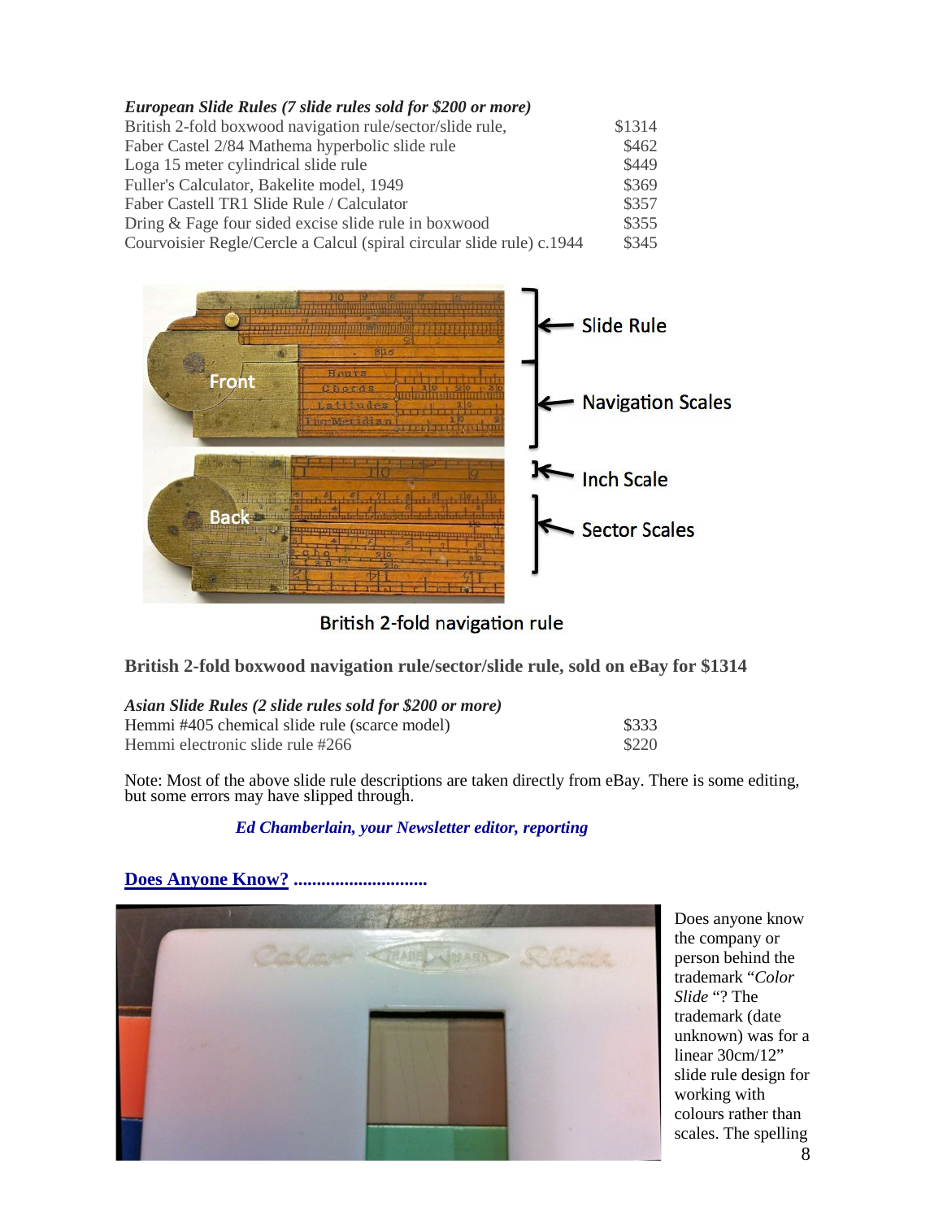***European Slide Rules (7 slide rules sold for $200 or more)***

| | |
|---|---|
| British 2-fold boxwood navigation rule/sector/slide rule, | $1314 |
| Faber Castel 2/84 Mathema hyperbolic slide rule | $462 |
| Loga 15 meter cylindrical slide rule | $449 |
| Fuller's Calculator, Bakelite model, 1949 | $369 |
| Faber Castell TR1 Slide Rule / Calculator | $357 |
| Dring & Fage four sided excise slide rule in boxwood | $355 |
| Courvoisier Regle/Cercle a Calcul (spiral circular slide rule) c.1944 | $345 |

British 2-fold navigation rule

**British 2-fold boxwood navigation rule/sector/slide rule, sold on eBay for $1314**

***Asian Slide Rules (2 slide rules sold for $200 or more)***

| | |
|---|---|
| Hemmi #405 chemical slide rule (scarce model) | $333 |
| Hemmi electronic slide rule #266 | $220 |

Note: Most of the above slide rule descriptions are taken directly from eBay. There is some editing, but some errors may have slipped through.

***Ed Chamberlain, your Newsletter editor, reporting***

## Does Anyone Know? ............................

Does anyone know the company or person behind the trademark "*Color Slide* "? The trademark (date unknown) was for a linear 30cm/12" slide rule design for working with colours rather than scales. The spelling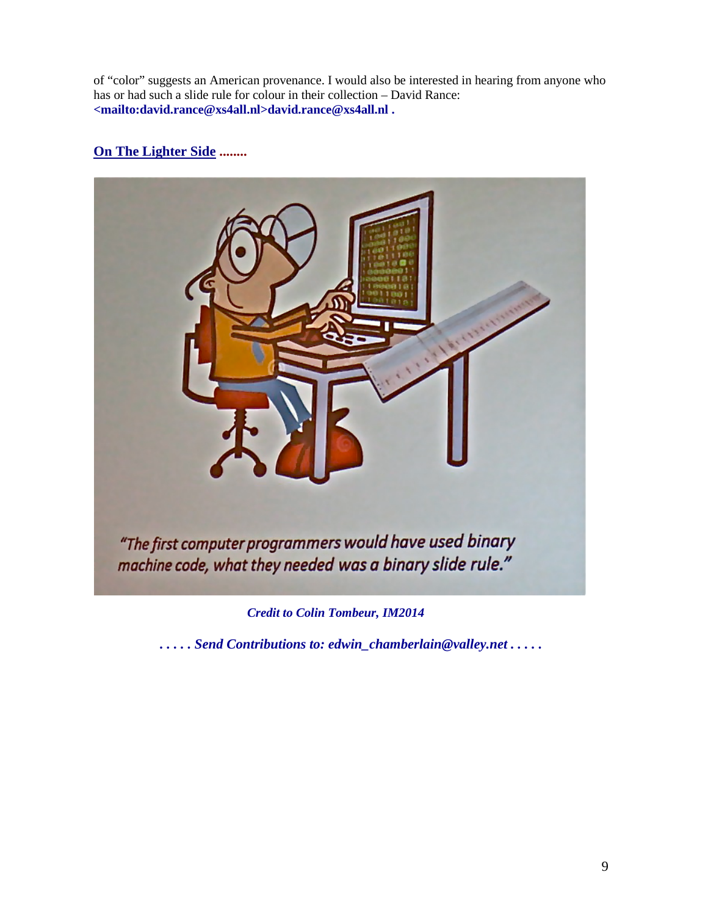of "color" suggests an American provenance. I would also be interested in hearing from anyone who has or had such a slide rule for colour in their collection – David Rance: **<mailto:david.rance@xs4all.nl>david.rance@xs4all.nl .**

**On The Lighter Side ........**

"The first computer programmers would have used binary machine code, what they needed was a binary slide rule."

*Credit to Colin Tombeur, IM2014*

*. . . . . Send Contributions to: edwin_chamberlain@valley.net . . . . .*